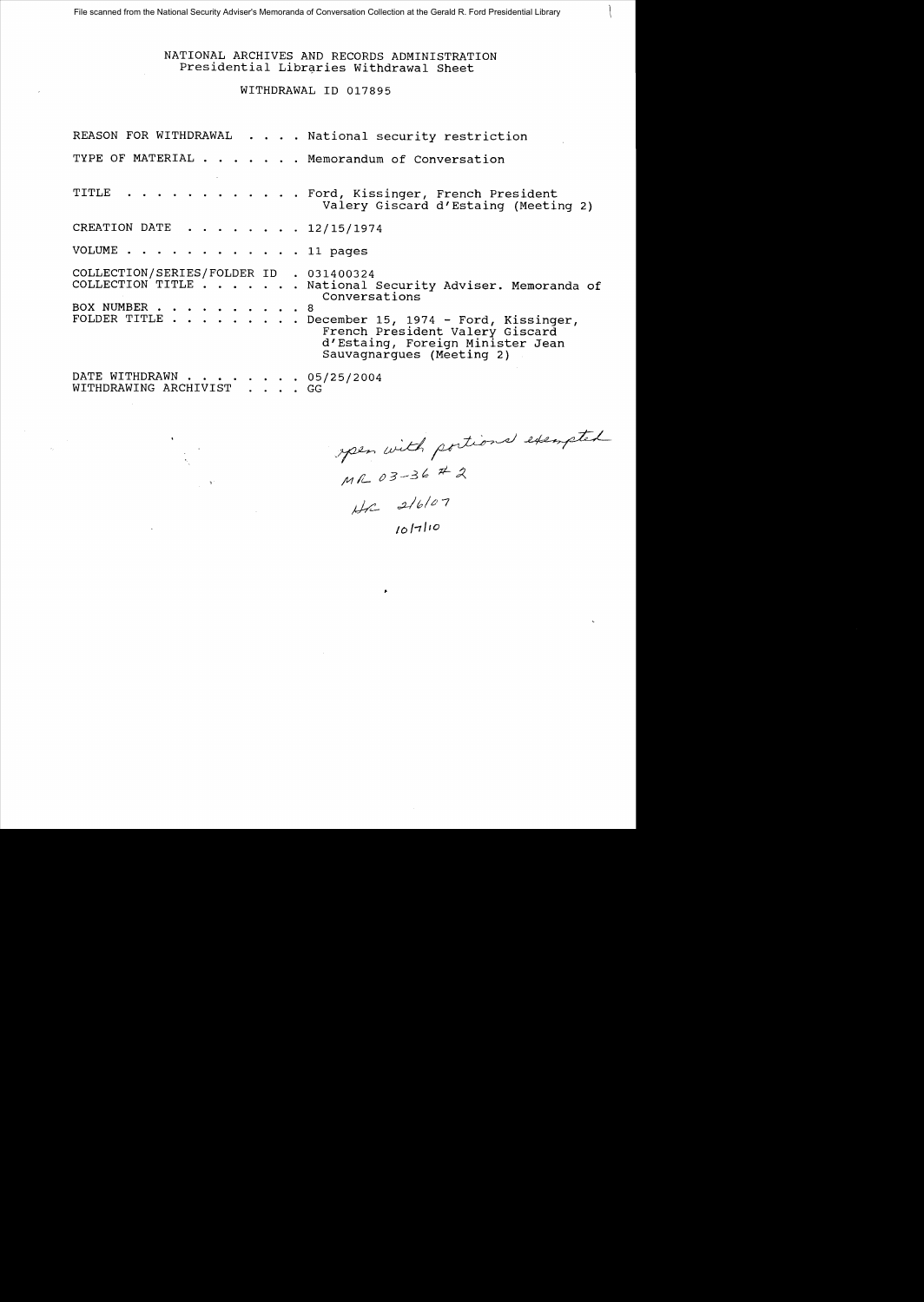File scanned from the National Security Adviser's Memoranda of Conversation Collection at the Gerald R. Ford Presidential Library

NATIONAL ARCHIVES AND RECORDS ADMINISTRATION
Presidential Libraries Withdrawal Sheet

WITHDRAWAL ID 017895

REASON FOR WITHDRAWAL . . . . National security restriction

TYPE OF MATERIAL . . . . . . . Memorandum of Conversation

TITLE . . . . . . . . . . . . Ford, Kissinger, French President Valery Giscard d'Estaing (Meeting 2)

CREATION DATE . . . . . . . . 12/15/1974

VOLUME . . . . . . . . . . . . 11 pages

COLLECTION/SERIES/FOLDER ID . 031400324
COLLECTION TITLE . . . . . . . National Security Adviser. Memoranda of Conversations
BOX NUMBER . . . . . . . . . . 8
FOLDER TITLE . . . . . . . . . December 15, 1974 - Ford, Kissinger, French President Valery Giscard d'Estaing, Foreign Minister Jean Sauvagnargues (Meeting 2)

DATE WITHDRAWN . . . . . . . . 05/25/2004
WITHDRAWING ARCHIVIST . . . . GG

open with portions exempted
MR 03-36 #2
HC 2/6/07
10/7/10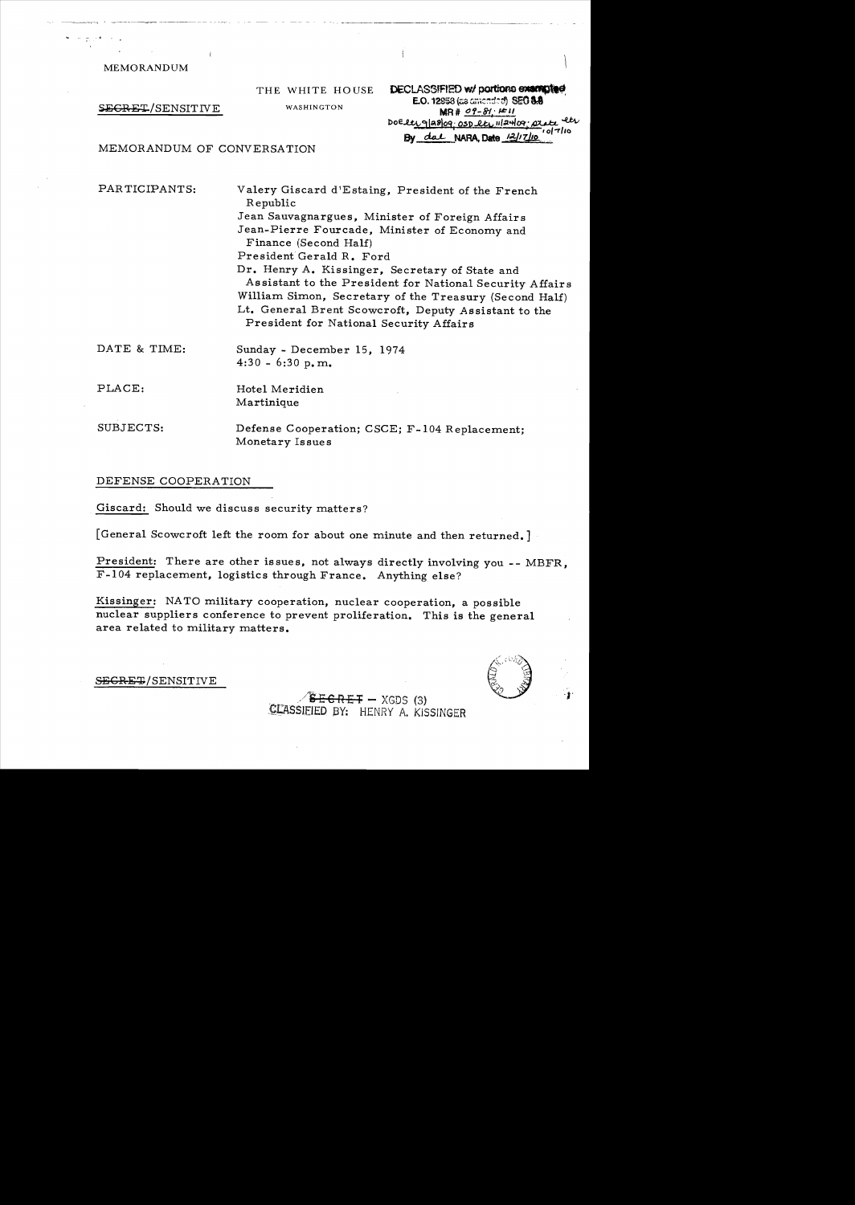MEMORANDUM

THE WHITE HOUSE

WASHINGTON

~~SECRET~~/SENSITIVE

DECLASSIFIED w/ portions exempted
E.O. 12958 (as amended) SEC 3.3
MR # 09-81; #11
DoE ltr 9/28/09; OSD ltr 11/24/09; State ltr 10/7/10
By dal NARA, Date 12/17/10

MEMORANDUM OF CONVERSATION

PARTICIPANTS:

Valery Giscard d'Estaing, President of the French Republic
Jean Sauvagnargues, Minister of Foreign Affairs
Jean-Pierre Fourcade, Minister of Economy and Finance (Second Half)
President Gerald R. Ford
Dr. Henry A. Kissinger, Secretary of State and Assistant to the President for National Security Affairs
William Simon, Secretary of the Treasury (Second Half)
Lt. General Brent Scowcroft, Deputy Assistant to the President for National Security Affairs

DATE & TIME:

Sunday - December 15, 1974
4:30 - 6:30 p.m.

PLACE:

Hotel Meridien
Martinique

SUBJECTS:

Defense Cooperation; CSCE; F-104 Replacement; Monetary Issues

## DEFENSE COOPERATION

Giscard: Should we discuss security matters?

[General Scowcroft left the room for about one minute and then returned.]

President: There are other issues, not always directly involving you -- MBFR, F-104 replacement, logistics through France. Anything else?

Kissinger: NATO military cooperation, nuclear cooperation, a possible nuclear suppliers conference to prevent proliferation. This is the general area related to military matters.

~~SECRET~~/SENSITIVE

~~SECRET~~ – XGDS (3)
CLASSIFIED BY: HENRY A. KISSINGER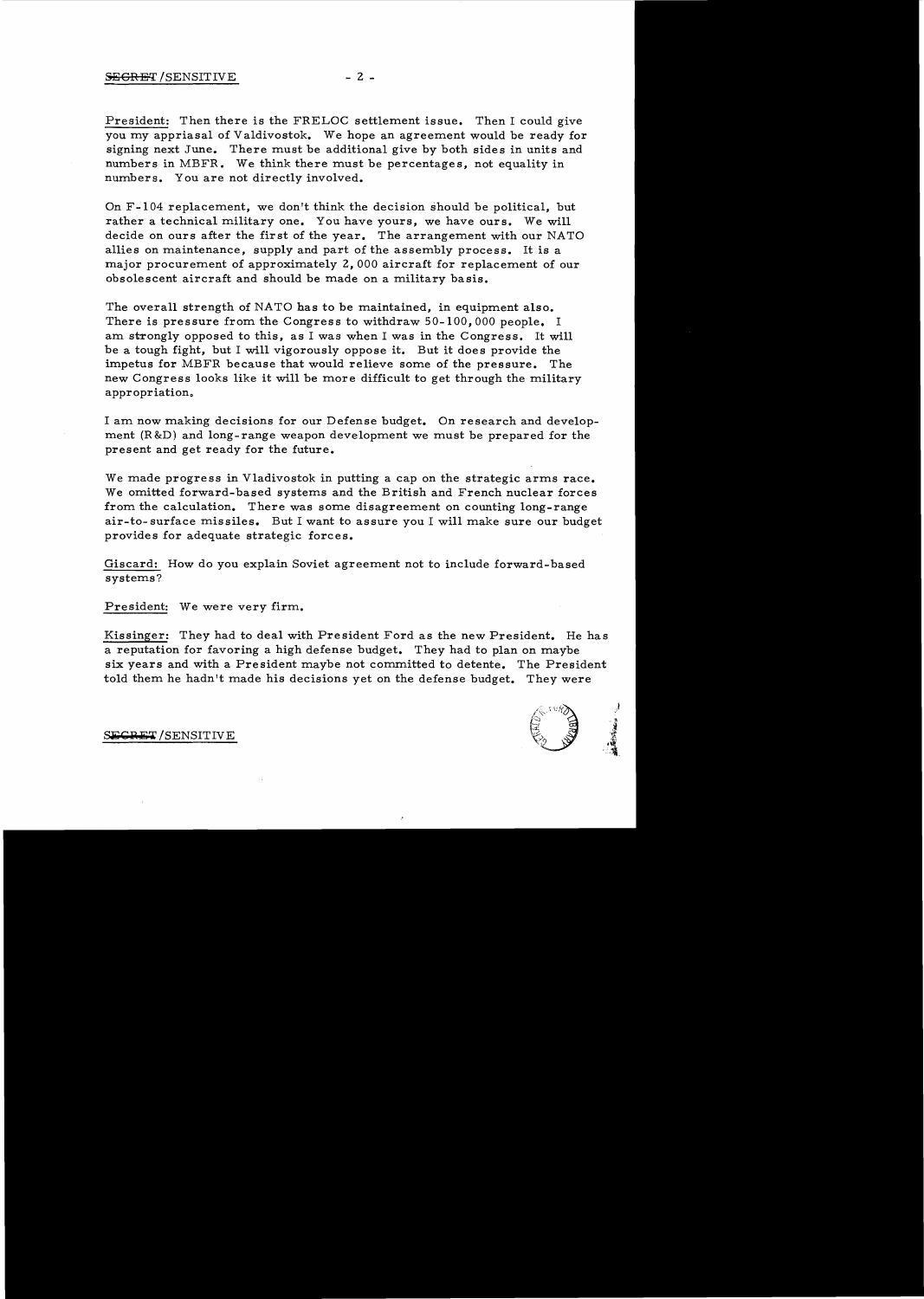President: Then there is the FRELOC settlement issue. Then I could give you my appriasal of Valdivostok. We hope an agreement would be ready for signing next June. There must be additional give by both sides in units and numbers in MBFR. We think there must be percentages, not equality in numbers. You are not directly involved.

On F-104 replacement, we don't think the decision should be political, but rather a technical military one. You have yours, we have ours. We will decide on ours after the first of the year. The arrangement with our NATO allies on maintenance, supply and part of the assembly process. It is a major procurement of approximately 2,000 aircraft for replacement of our obsolescent aircraft and should be made on a military basis.

The overall strength of NATO has to be maintained, in equipment also. There is pressure from the Congress to withdraw 50-100,000 people. I am strongly opposed to this, as I was when I was in the Congress. It will be a tough fight, but I will vigorously oppose it. But it does provide the impetus for MBFR because that would relieve some of the pressure. The new Congress looks like it will be more difficult to get through the military appropriation.

I am now making decisions for our Defense budget. On research and development (R&D) and long-range weapon development we must be prepared for the present and get ready for the future.

We made progress in Vladivostok in putting a cap on the strategic arms race. We omitted forward-based systems and the British and French nuclear forces from the calculation. There was some disagreement on counting long-range air-to-surface missiles. But I want to assure you I will make sure our budget provides for adequate strategic forces.

Giscard: How do you explain Soviet agreement not to include forward-based systems?

President: We were very firm.

Kissinger: They had to deal with President Ford as the new President. He has a reputation for favoring a high defense budget. They had to plan on maybe six years and with a President maybe not committed to detente. The President told them he hadn't made his decisions yet on the defense budget. They were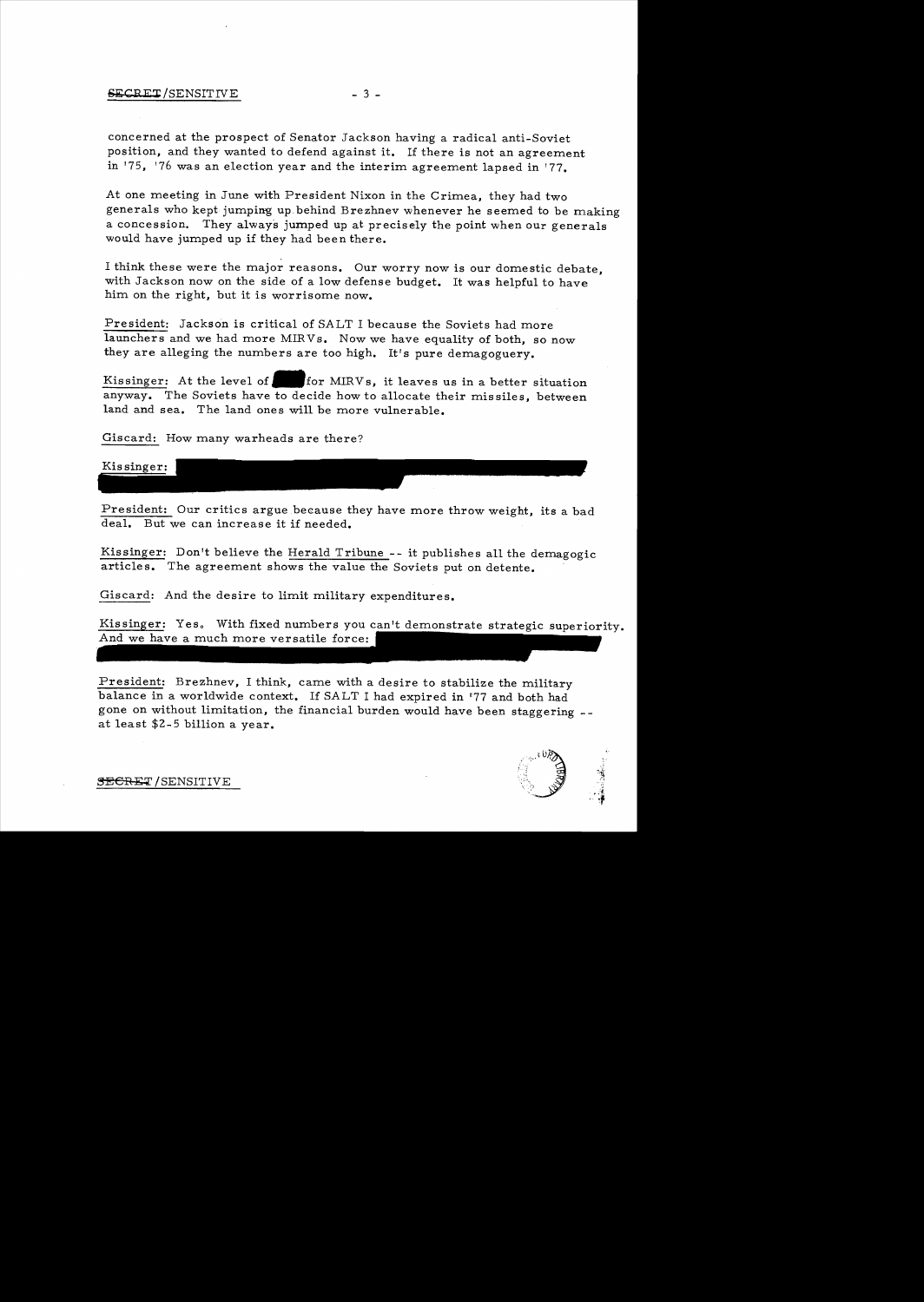concerned at the prospect of Senator Jackson having a radical anti-Soviet position, and they wanted to defend against it. If there is not an agreement in '75, '76 was an election year and the interim agreement lapsed in '77.

At one meeting in June with President Nixon in the Crimea, they had two generals who kept jumping up behind Brezhnev whenever he seemed to be making a concession. They always jumped up at precisely the point when our generals would have jumped up if they had been there.

I think these were the major reasons. Our worry now is our domestic debate, with Jackson now on the side of a low defense budget. It was helpful to have him on the right, but it is worrisome now.

President: Jackson is critical of SALT I because the Soviets had more launchers and we had more MIRVs. Now we have equality of both, so now they are alleging the numbers are too high. It's pure demagoguery.

Kissinger: At the level of [redacted] for MIRVs, it leaves us in a better situation anyway. The Soviets have to decide how to allocate their missiles, between land and sea. The land ones will be more vulnerable.

Giscard: How many warheads are there?

Kissinger: [redacted]

President: Our critics argue because they have more throw weight, its a bad deal. But we can increase it if needed.

Kissinger: Don't believe the Herald Tribune -- it publishes all the demagogic articles. The agreement shows the value the Soviets put on detente.

Giscard: And the desire to limit military expenditures.

Kissinger: Yes. With fixed numbers you can't demonstrate strategic superiority. And we have a much more versatile force: [redacted]

President: Brezhnev, I think, came with a desire to stabilize the military balance in a worldwide context. If SALT I had expired in '77 and both had gone on without limitation, the financial burden would have been staggering -- at least $2-5 billion a year.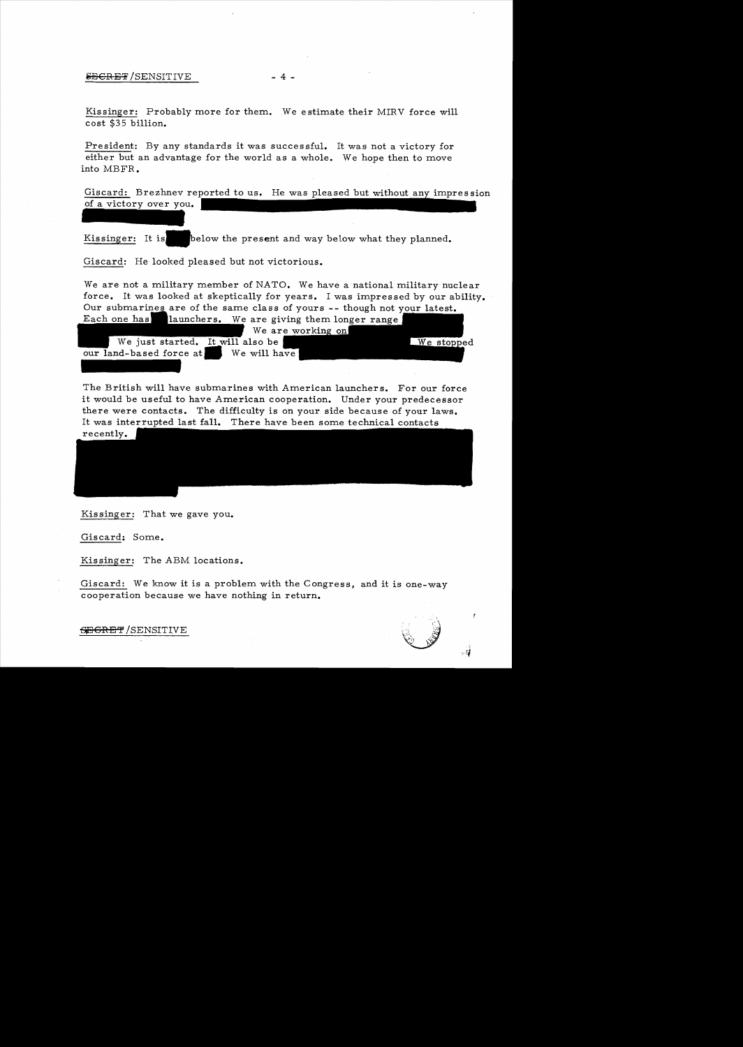Kissinger: Probably more for them. We estimate their MIRV force will cost $35 billion.

President: By any standards it was successful. It was not a victory for either but an advantage for the world as a whole. We hope then to move into MBFR.

Giscard: Brezhnev reported to us. He was pleased but without any impression of a victory over you.

Kissinger: It is below the present and way below what they planned.

Giscard: He looked pleased but not victorious.

We are not a military member of NATO. We have a national military nuclear force. It was looked at skeptically for years. I was impressed by our ability. Our submarines are of the same class of yours -- though not your latest. Each one has launchers. We are giving them longer range We are working on We just started. It will also be We stopped our land-based force at We will have

The British will have submarines with American launchers. For our force it would be useful to have American cooperation. Under your predecessor there were contacts. The difficulty is on your side because of your laws. It was interrupted last fall. There have been some technical contacts recently.

Kissinger: That we gave you.

Giscard: Some.

Kissinger: The ABM locations.

Giscard: We know it is a problem with the Congress, and it is one-way cooperation because we have nothing in return.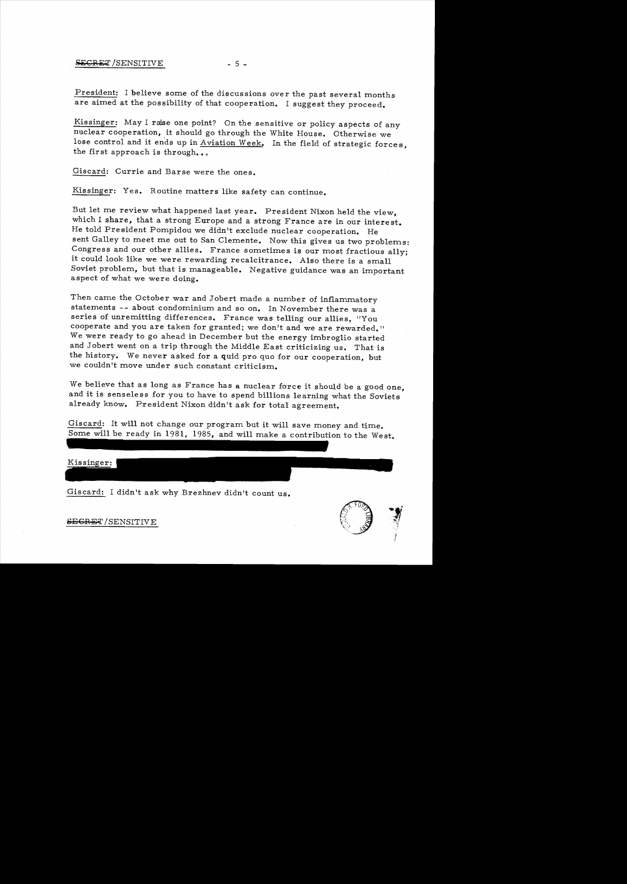President: I believe some of the discussions over the past several months are aimed at the possibility of that cooperation. I suggest they proceed.

Kissinger: May I raise one point? On the sensitive or policy aspects of any nuclear cooperation, it should go through the White House. Otherwise we lose control and it ends up in Aviation Week. In the field of strategic forces, the first approach is through...

Giscard: Currie and Barse were the ones.

Kissinger: Yes. Routine matters like safety can continue.

But let me review what happened last year. President Nixon held the view, which I share, that a strong Europe and a strong France are in our interest. He told President Pompidou we didn't exclude nuclear cooperation. He sent Galley to meet me out to San Clemente. Now this gives us two problems: Congress and our other allies. France sometimes is our most fractious ally; it could look like we were rewarding recalcitrance. Also there is a small Soviet problem, but that is manageable. Negative guidance was an important aspect of what we were doing.

Then came the October war and Jobert made a number of inflammatory statements -- about condominium and so on. In November there was a series of unremitting differences. France was telling our allies, "You cooperate and you are taken for granted; we don't and we are rewarded." We were ready to go ahead in December but the energy imbroglio started and Jobert went on a trip through the Middle East criticizing us. That is the history. We never asked for a quid pro quo for our cooperation, but we couldn't move under such constant criticism.

We believe that as long as France has a nuclear force it should be a good one, and it is senseless for you to have to spend billions learning what the Soviets already know. President Nixon didn't ask for total agreement.

Giscard: It will not change our program but it will save money and time. Some will be ready in 1981, 1985, and will make a contribution to the West.

Kissinger: [redacted]

Giscard: I didn't ask why Brezhnev didn't count us.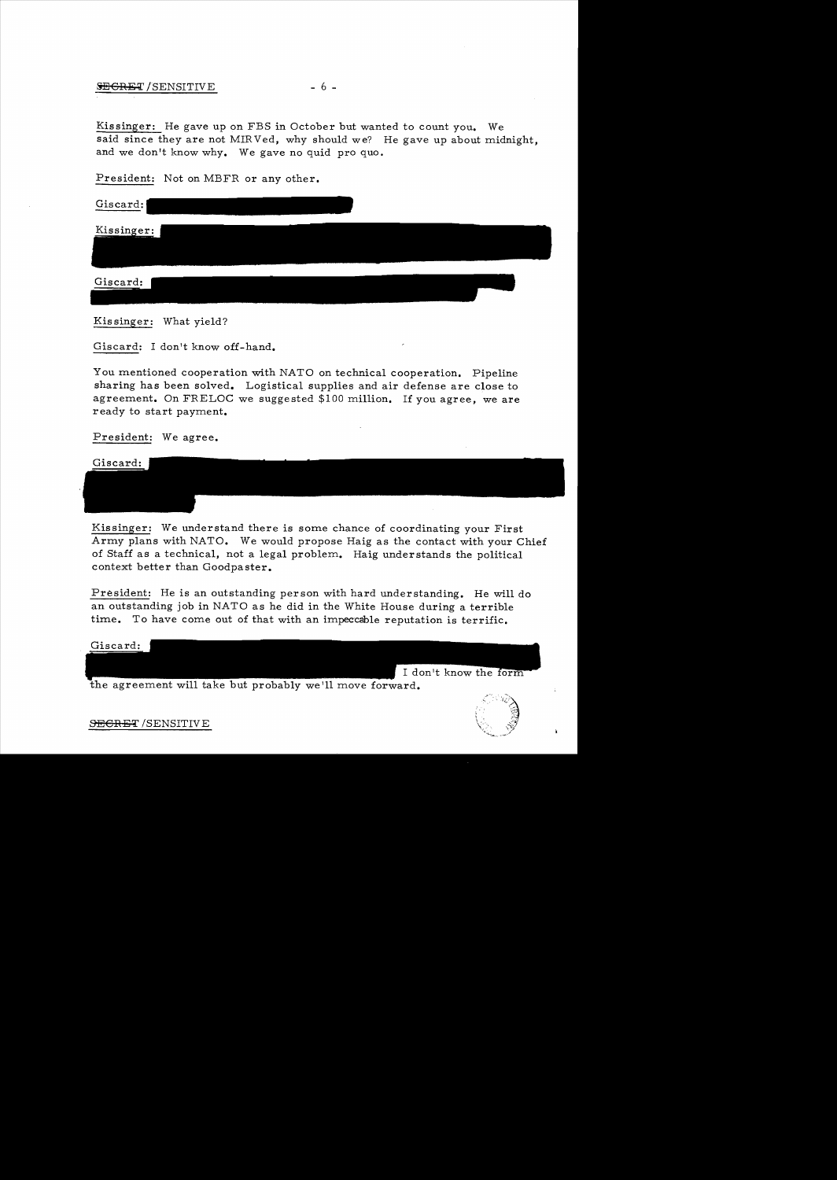Kissinger: He gave up on FBS in October but wanted to count you. We said since they are not MIRVed, why should we? He gave up about midnight, and we don't know why. We gave no quid pro quo.

President: Not on MBFR or any other.

Giscard:

Kissinger:

Giscard:

Kissinger: What yield?

Giscard: I don't know off-hand.

You mentioned cooperation with NATO on technical cooperation. Pipeline sharing has been solved. Logistical supplies and air defense are close to agreement. On FRELOC we suggested $100 million. If you agree, we are ready to start payment.

President: We agree.

Giscard:

Kissinger: We understand there is some chance of coordinating your First Army plans with NATO. We would propose Haig as the contact with your Chief of Staff as a technical, not a legal problem. Haig understands the political context better than Goodpaster.

President: He is an outstanding person with hard understanding. He will do an outstanding job in NATO as he did in the White House during a terrible time. To have come out of that with an impeccable reputation is terrific.

Giscard: I don't know the form the agreement will take but probably we'll move forward.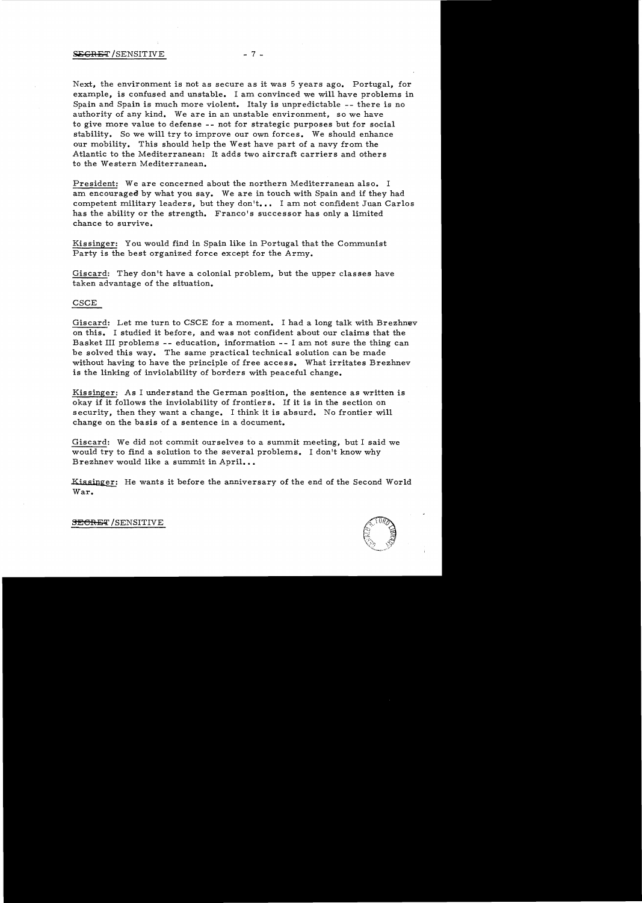Next, the environment is not as secure as it was 5 years ago. Portugal, for example, is confused and unstable. I am convinced we will have problems in Spain and Spain is much more violent. Italy is unpredictable -- there is no authority of any kind. We are in an unstable environment, so we have to give more value to defense -- not for strategic purposes but for social stability. So we will try to improve our own forces. We should enhance our mobility. This should help the West have part of a navy from the Atlantic to the Mediterranean: It adds two aircraft carriers and others to the Western Mediterranean.

President: We are concerned about the northern Mediterranean also. I am encouraged by what you say. We are in touch with Spain and if they had competent military leaders, but they don't... I am not confident Juan Carlos has the ability or the strength. Franco's successor has only a limited chance to survive.

Kissinger: You would find in Spain like in Portugal that the Communist Party is the best organized force except for the Army.

Giscard: They don't have a colonial problem, but the upper classes have taken advantage of the situation.

## CSCE

Giscard: Let me turn to CSCE for a moment. I had a long talk with Brezhnev on this. I studied it before, and was not confident about our claims that the Basket III problems -- education, information -- I am not sure the thing can be solved this way. The same practical technical solution can be made without having to have the principle of free access. What irritates Brezhnev is the linking of inviolability of borders with peaceful change.

Kissinger: As I understand the German position, the sentence as written is okay if it follows the inviolability of frontiers. If it is in the section on security, then they want a change. I think it is absurd. No frontier will change on the basis of a sentence in a document.

Giscard: We did not commit ourselves to a summit meeting, but I said we would try to find a solution to the several problems. I don't know why Brezhnev would like a summit in April...

Kissinger: He wants it before the anniversary of the end of the Second World War.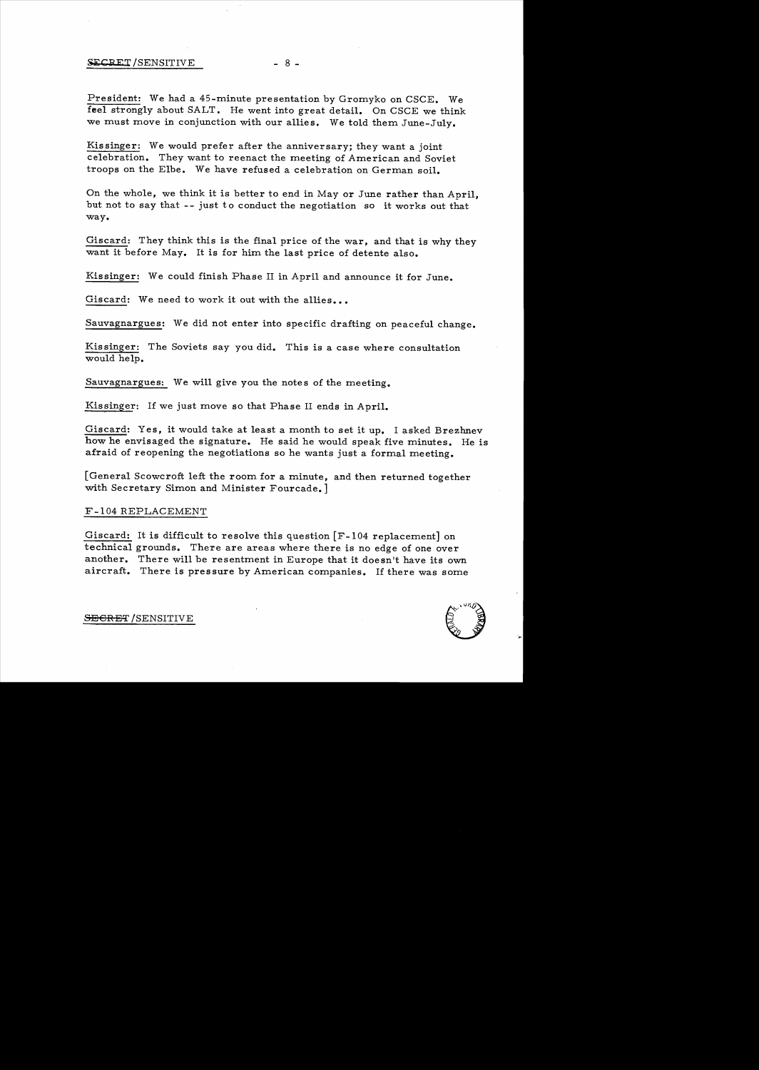President: We had a 45-minute presentation by Gromyko on CSCE. We feel strongly about SALT. He went into great detail. On CSCE we think we must move in conjunction with our allies. We told them June-July.

Kissinger: We would prefer after the anniversary; they want a joint celebration. They want to reenact the meeting of American and Soviet troops on the Elbe. We have refused a celebration on German soil.

On the whole, we think it is better to end in May or June rather than April, but not to say that -- just to conduct the negotiation so it works out that way.

Giscard: They think this is the final price of the war, and that is why they want it before May. It is for him the last price of detente also.

Kissinger: We could finish Phase II in April and announce it for June.

Giscard: We need to work it out with the allies...

Sauvagnargues: We did not enter into specific drafting on peaceful change.

Kissinger: The Soviets say you did. This is a case where consultation would help.

Sauvagnargues: We will give you the notes of the meeting.

Kissinger: If we just move so that Phase II ends in April.

Giscard: Yes, it would take at least a month to set it up. I asked Brezhnev how he envisaged the signature. He said he would speak five minutes. He is afraid of reopening the negotiations so he wants just a formal meeting.

[General Scowcroft left the room for a minute, and then returned together with Secretary Simon and Minister Fourcade.]

F-104 REPLACEMENT

Giscard: It is difficult to resolve this question [F-104 replacement] on technical grounds. There are areas where there is no edge of one over another. There will be resentment in Europe that it doesn't have its own aircraft. There is pressure by American companies. If there was some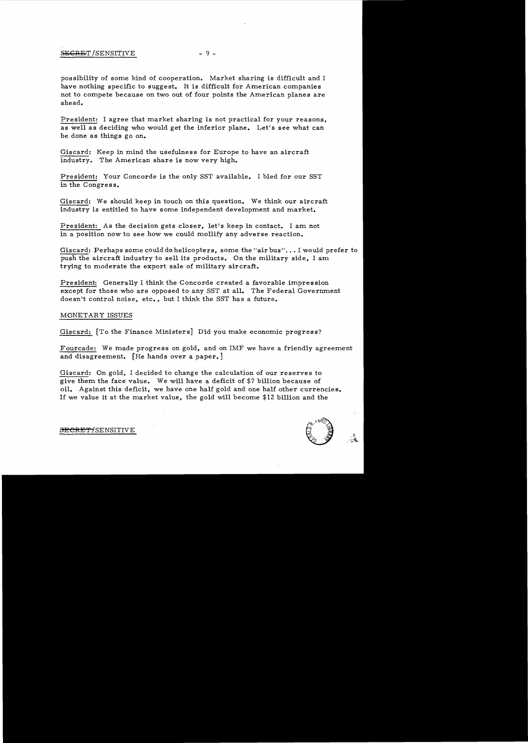possibility of some kind of cooperation. Market sharing is difficult and I have nothing specific to suggest. It is difficult for American companies not to compete because on two out of four points the American planes are ahead.

President: I agree that market sharing is not practical for your reasons, as well as deciding who would get the inferior plane. Let's see what can be done as things go on.

Giscard: Keep in mind the usefulness for Europe to have an aircraft industry. The American share is now very high.

President: Your Concorde is the only SST available. I bled for our SST in the Congress.

Giscard: We should keep in touch on this question. We think our aircraft industry is entitled to have some independent development and market.

President: As the decision gets closer, let's keep in contact. I am not in a position now to see how we could mollify any adverse reaction.

Giscard: Perhaps some could do helicopters, some the "air bus"... I would prefer to push the aircraft industry to sell its products. On the military side, I am trying to moderate the export sale of military aircraft.

President: Generally I think the Concorde created a favorable impression except for those who are opposed to any SST at all. The Federal Government doesn't control noise, etc., but I think the SST has a future.

MONETARY ISSUES

Giscard: [To the Finance Ministers] Did you make economic progress?

Fourcade: We made progress on gold, and on IMF we have a friendly agreement and disagreement. [He hands over a paper.]

Giscard: On gold, I decided to change the calculation of our reserves to give them the face value. We will have a deficit of $7 billion because of oil. Against this deficit, we have one half gold and one half other currencies. If we value it at the market value, the gold will become $12 billion and the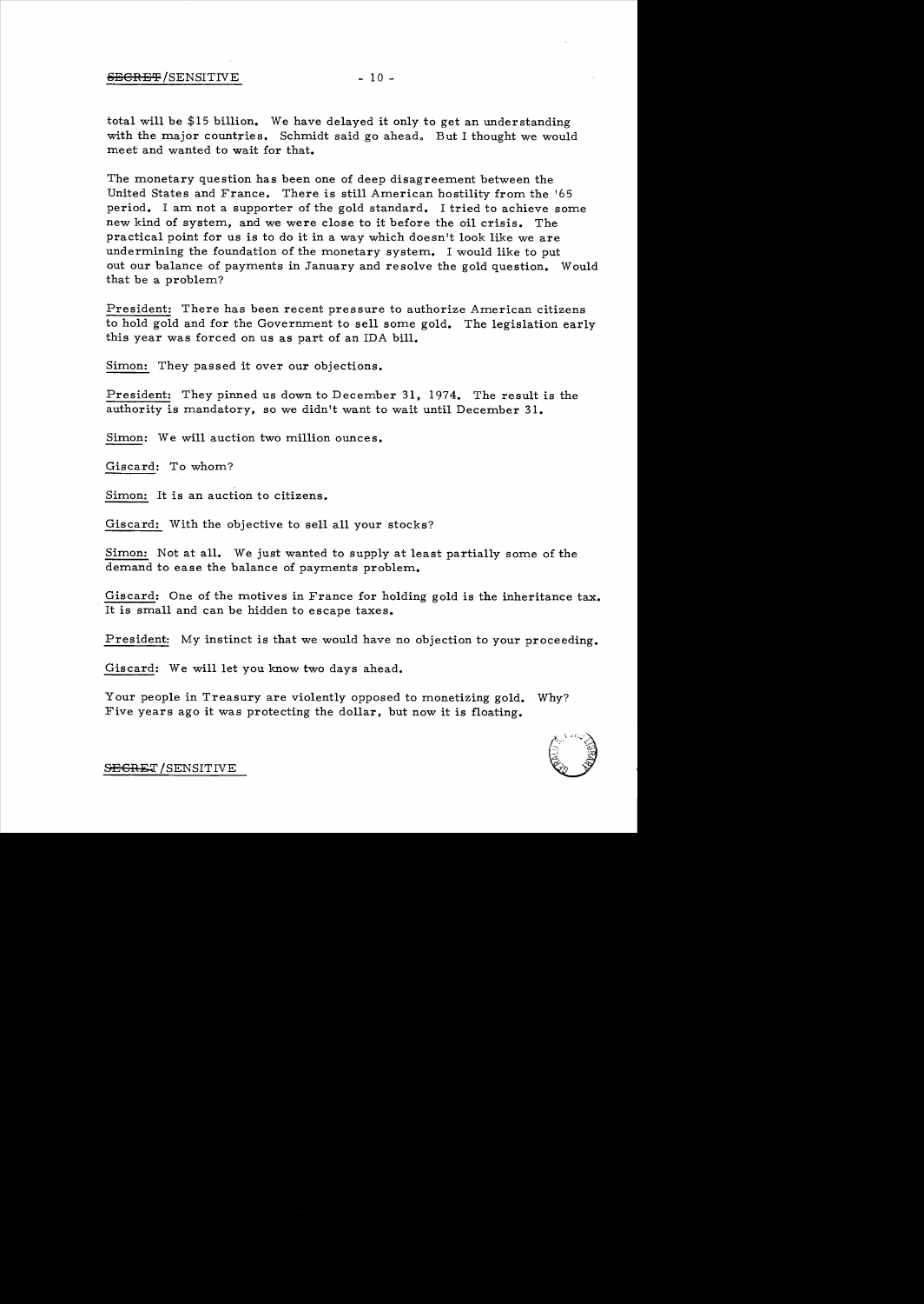total will be $15 billion. We have delayed it only to get an understanding with the major countries. Schmidt said go ahead. But I thought we would meet and wanted to wait for that.

The monetary question has been one of deep disagreement between the United States and France. There is still American hostility from the '65 period. I am not a supporter of the gold standard. I tried to achieve some new kind of system, and we were close to it before the oil crisis. The practical point for us is to do it in a way which doesn't look like we are undermining the foundation of the monetary system. I would like to put out our balance of payments in January and resolve the gold question. Would that be a problem?

President: There has been recent pressure to authorize American citizens to hold gold and for the Government to sell some gold. The legislation early this year was forced on us as part of an IDA bill.

Simon: They passed it over our objections.

President: They pinned us down to December 31, 1974. The result is the authority is mandatory, so we didn't want to wait until December 31.

Simon: We will auction two million ounces.

Giscard: To whom?

Simon: It is an auction to citizens.

Giscard: With the objective to sell all your stocks?

Simon: Not at all. We just wanted to supply at least partially some of the demand to ease the balance of payments problem.

Giscard: One of the motives in France for holding gold is the inheritance tax. It is small and can be hidden to escape taxes.

President: My instinct is that we would have no objection to your proceeding.

Giscard: We will let you know two days ahead.

Your people in Treasury are violently opposed to monetizing gold. Why? Five years ago it was protecting the dollar, but now it is floating.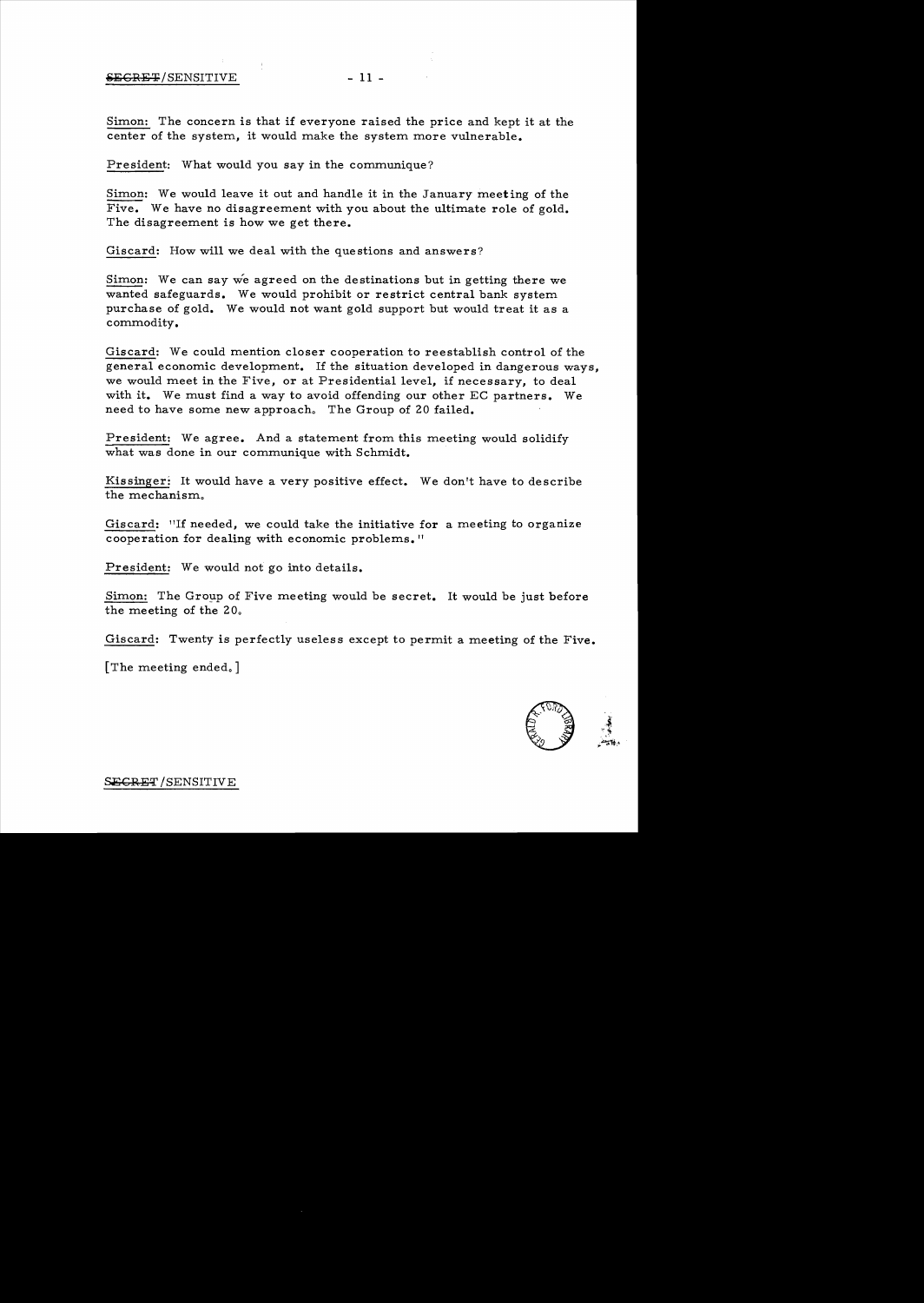Simon: The concern is that if everyone raised the price and kept it at the center of the system, it would make the system more vulnerable.

President: What would you say in the communique?

Simon: We would leave it out and handle it in the January meeting of the Five. We have no disagreement with you about the ultimate role of gold. The disagreement is how we get there.

Giscard: How will we deal with the questions and answers?

Simon: We can say we agreed on the destinations but in getting there we wanted safeguards. We would prohibit or restrict central bank system purchase of gold. We would not want gold support but would treat it as a commodity.

Giscard: We could mention closer cooperation to reestablish control of the general economic development. If the situation developed in dangerous ways, we would meet in the Five, or at Presidential level, if necessary, to deal with it. We must find a way to avoid offending our other EC partners. We need to have some new approach. The Group of 20 failed.

President: We agree. And a statement from this meeting would solidify what was done in our communique with Schmidt.

Kissinger: It would have a very positive effect. We don't have to describe the mechanism.

Giscard: "If needed, we could take the initiative for a meeting to organize cooperation for dealing with economic problems."

President: We would not go into details.

Simon: The Group of Five meeting would be secret. It would be just before the meeting of the 20.

Giscard: Twenty is perfectly useless except to permit a meeting of the Five.

[The meeting ended.]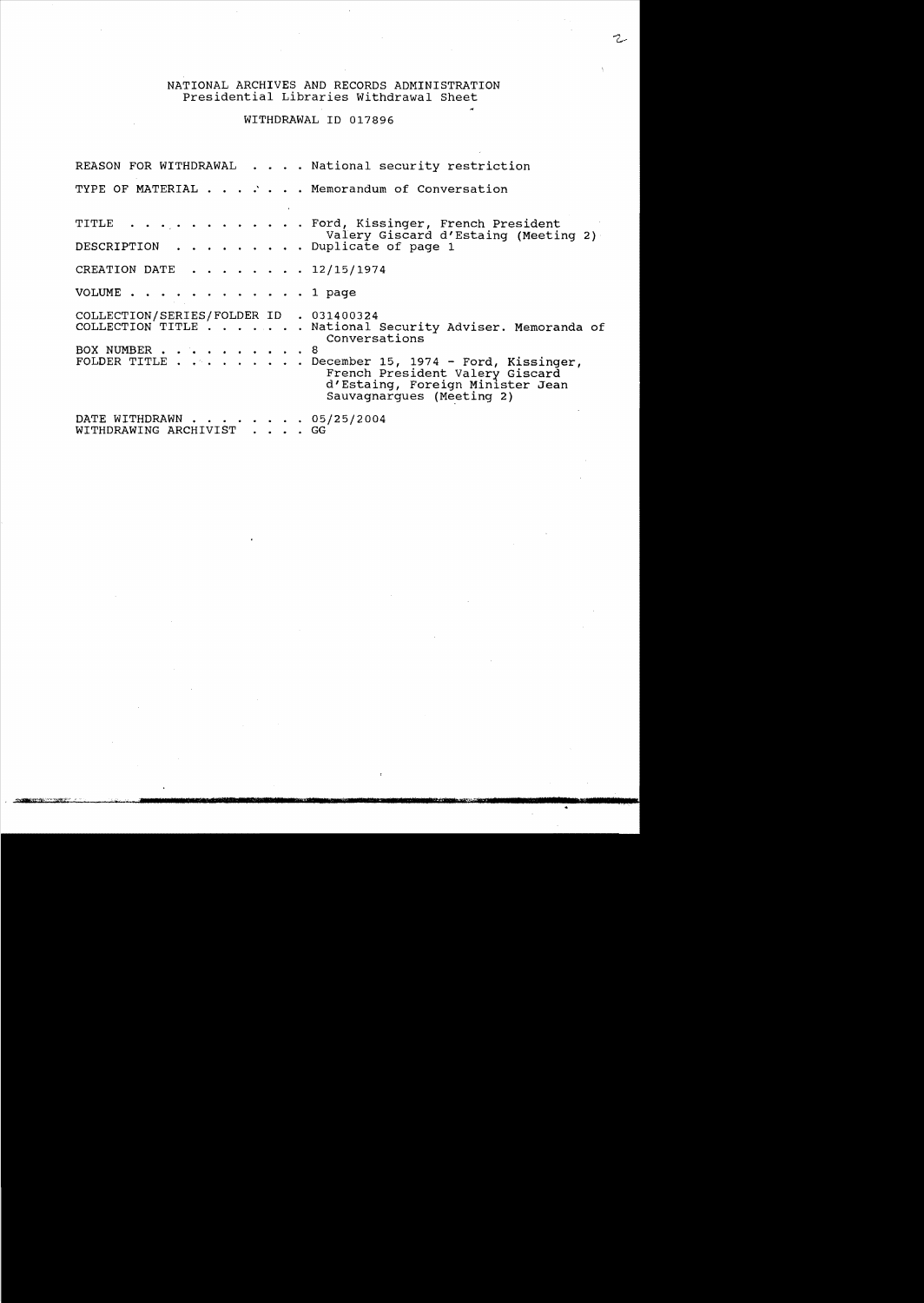NATIONAL ARCHIVES AND RECORDS ADMINISTRATION
Presidential Libraries Withdrawal Sheet

WITHDRAWAL ID 017896

REASON FOR WITHDRAWAL . . . . National security restriction

TYPE OF MATERIAL . . . . . . Memorandum of Conversation

TITLE . . . . . . . . . . . . Ford, Kissinger, French President Valery Giscard d'Estaing (Meeting 2)

DESCRIPTION . . . . . . . . . Duplicate of page 1

CREATION DATE . . . . . . . . 12/15/1974

VOLUME . . . . . . . . . . . . 1 page

COLLECTION/SERIES/FOLDER ID . 031400324
COLLECTION TITLE . . . . . . . National Security Adviser. Memoranda of Conversations
BOX NUMBER . . . . . . . . . . 8
FOLDER TITLE . . . . . . . . . December 15, 1974 - Ford, Kissinger, French President Valery Giscard d'Estaing, Foreign Minister Jean Sauvagnargues (Meeting 2)

DATE WITHDRAWN . . . . . . . . 05/25/2004
WITHDRAWING ARCHIVIST . . . . GG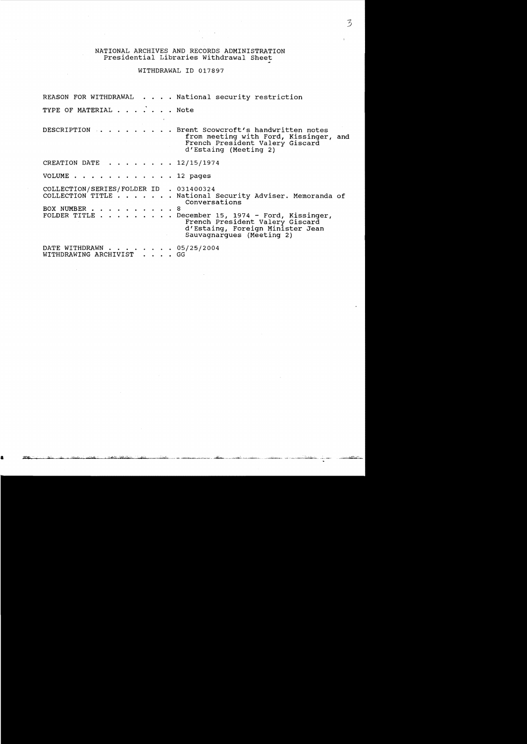NATIONAL ARCHIVES AND RECORDS ADMINISTRATION
Presidential Libraries Withdrawal Sheet

WITHDRAWAL ID 017897

| | |
|---|---|
| REASON FOR WITHDRAWAL . . . . | National security restriction |
| TYPE OF MATERIAL . . . . . . . | Note |
| DESCRIPTION . . . . . . . . . | Brent Scowcroft's handwritten notes from meeting with Ford, Kissinger, and French President Valery Giscard d'Estaing (Meeting 2) |
| CREATION DATE . . . . . . . . | 12/15/1974 |
| VOLUME . . . . . . . . . . . . | 12 pages |
| COLLECTION/SERIES/FOLDER ID . | 031400324 |
| COLLECTION TITLE . . . . . . . | National Security Adviser. Memoranda of Conversations |
| BOX NUMBER . . . . . . . . . . | 8 |
| FOLDER TITLE . . . . . . . . . | December 15, 1974 - Ford, Kissinger, French President Valery Giscard d'Estaing, Foreign Minister Jean Sauvagnargues (Meeting 2) |
| DATE WITHDRAWN . . . . . . . . | 05/25/2004 |
| WITHDRAWING ARCHIVIST . . . . | GG |